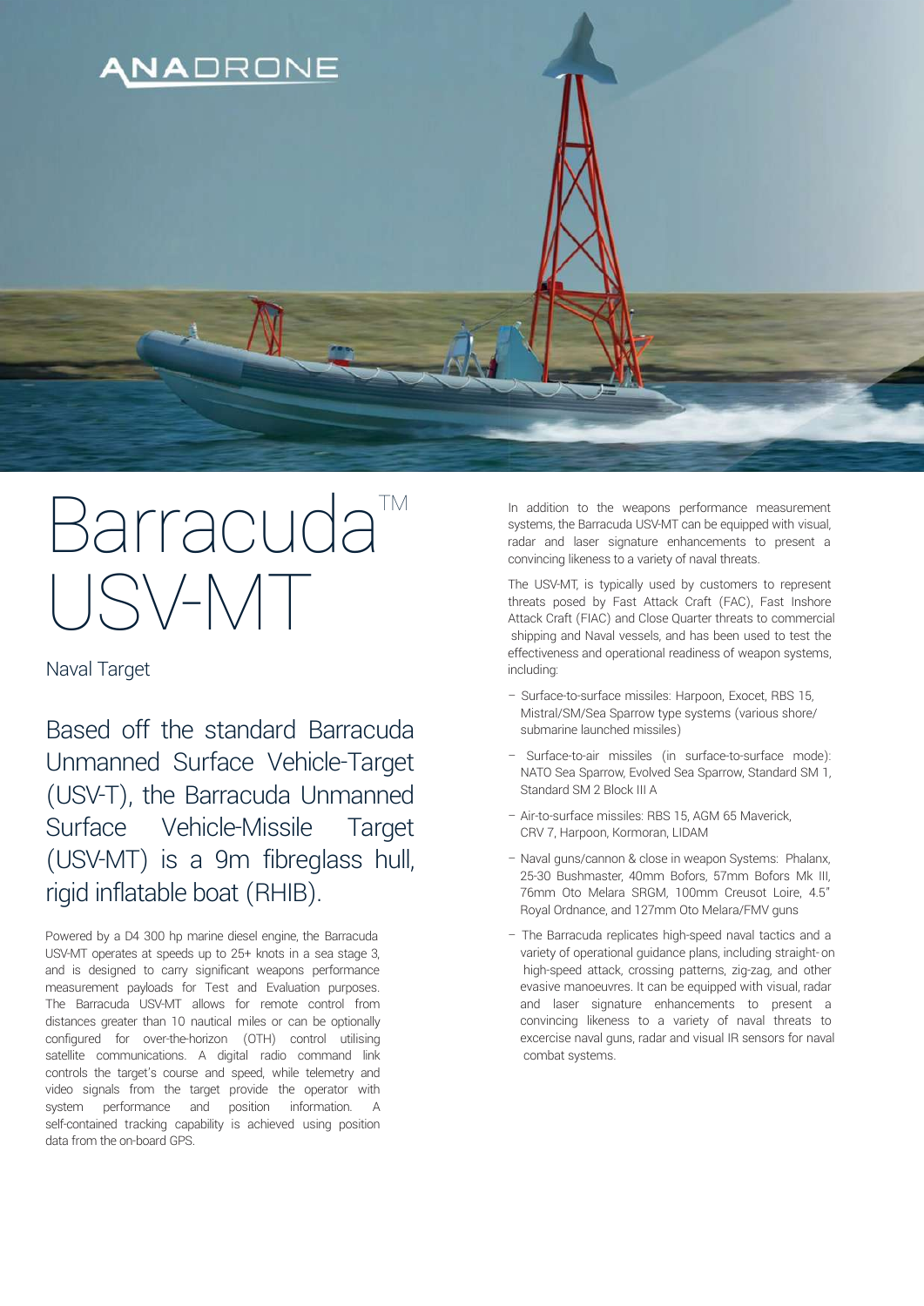ANADRONE

# Barracuda™ USV-MT

Naval Target

## Based off the standard Barracuda Unmanned Surface Vehicle-Target (USV-T), the Barracuda Unmanned Surface Vehicle-Missile Target (USV-MT) is a 9m fibreglass hull, rigid inflatable boat (RHIB).

Powered by a D4 300 hp marine diesel engine, the Barracuda USV-MT operates at speeds up to 25+ knots in a sea stage 3, and is designed to carry significant weapons performance measurement payloads for Test and Evaluation purposes. The Barracuda USV-MT allows for remote control from distances greater than 10 nautical miles or can be optionally configured for over-the-horizon (OTH) control utilising satellite communications. A digital radio command link controls the target's course and speed, while telemetry and video signals from the target provide the operator with system performance and position information. A self-contained tracking capability is achieved using position data from the on-board GPS.

In addition to the weapons performance measurement systems, the Barracuda USV-MT can be equipped with visual, radar and laser signature enhancements to present a convincing likeness to a variety of naval threats.

The USV-MT, is typically used by customers to represent threats posed by Fast Attack Craft (FAC), Fast Inshore Attack Craft (FIAC) and Close Quarter threats to commercial shipping and Naval vessels, and has been used to test the effectiveness and operational readiness of weapon systems, including:

- Surface-to-surface missiles: Harpoon, Exocet, RBS 15, Mistral/SM/Sea Sparrow type systems (various shore/ submarine launched missiles)
- Surface-to-air missiles (in surface-to-surface mode): NATO Sea Sparrow, Evolved Sea Sparrow, Standard SM 1, Standard SM 2 Block III A
- Air-to-surface missiles: RBS 15, AGM 65 Maverick, CRV 7, Harpoon, Kormoran, LIDAM
- Naval guns/cannon & close in weapon Systems: Phalanx, 25-30 Bushmaster, 40mm Bofors, 57mm Bofors Mk III, 76mm Oto Melara SRGM, 100mm Creusot Loire, 4.5" Royal Ordnance, and 127mm Oto Melara/FMV guns
- The Barracuda replicates high-speed naval tactics and a variety of operational guidance plans, including straight-on high-speed attack, crossing patterns, zig-zag, and other evasive manoeuvres. It can be equipped with visual, radar and laser signature enhancements to present a convincing likeness to a variety of naval threats to excercise naval guns, radar and visual IR sensors for naval combat systems.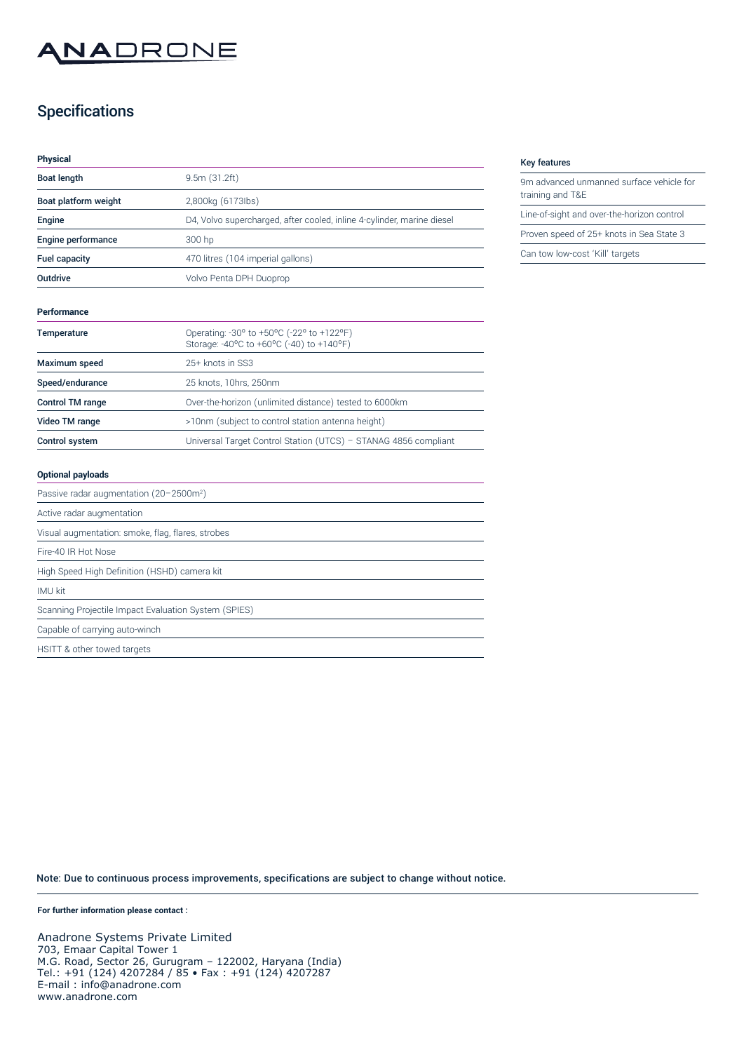# ANADRONE

## Specifications

### Physical

| | |
|---|---|
| Boat length | 9.5m (31.2ft) |
| Boat platform weight | 2,800kg (6173lbs) |
| Engine | D4, Volvo supercharged, after cooled, inline 4-cylinder, marine diesel |
| Engine performance | 300 hp |
| Fuel capacity | 470 litres (104 imperial gallons) |
| Outdrive | Volvo Penta DPH Duoprop |

### Performance

| | |
|---|---|
| Temperature | Operating: -30° to +50°C (-22° to +122°F)<br>Storage: -40°C to +60°C (-40) to +140°F) |
| Maximum speed | 25+ knots in SS3 |
| Speed/endurance | 25 knots, 10hrs, 250nm |
| Control TM range | Over-the-horizon (unlimited distance) tested to 6000km |
| Video TM range | >10nm (subject to control station antenna height) |
| Control system | Universal Target Control Station (UTCS) – STANAG 4856 compliant |

### Optional payloads

- Passive radar augmentation (20–2500m²)
- Active radar augmentation
- Visual augmentation: smoke, flag, flares, strobes
- Fire-40 IR Hot Nose
- High Speed High Definition (HSHD) camera kit
- IMU kit
- Scanning Projectile Impact Evaluation System (SPIES)
- Capable of carrying auto-winch
- HSITT & other towed targets

### Key features

- 9m advanced unmanned surface vehicle for training and T&E
- Line-of-sight and over-the-horizon control
- Proven speed of 25+ knots in Sea State 3
- Can tow low-cost 'Kill' targets

Note: Due to continuous process improvements, specifications are subject to change without notice.

**For further information please contact** :

Anadrone Systems Private Limited
703, Emaar Capital Tower 1
M.G. Road, Sector 26, Gurugram – 122002, Haryana (India)
Tel.: +91 (124) 4207284 / 85 • Fax : +91 (124) 4207287
E-mail : info@anadrone.com
www.anadrone.com